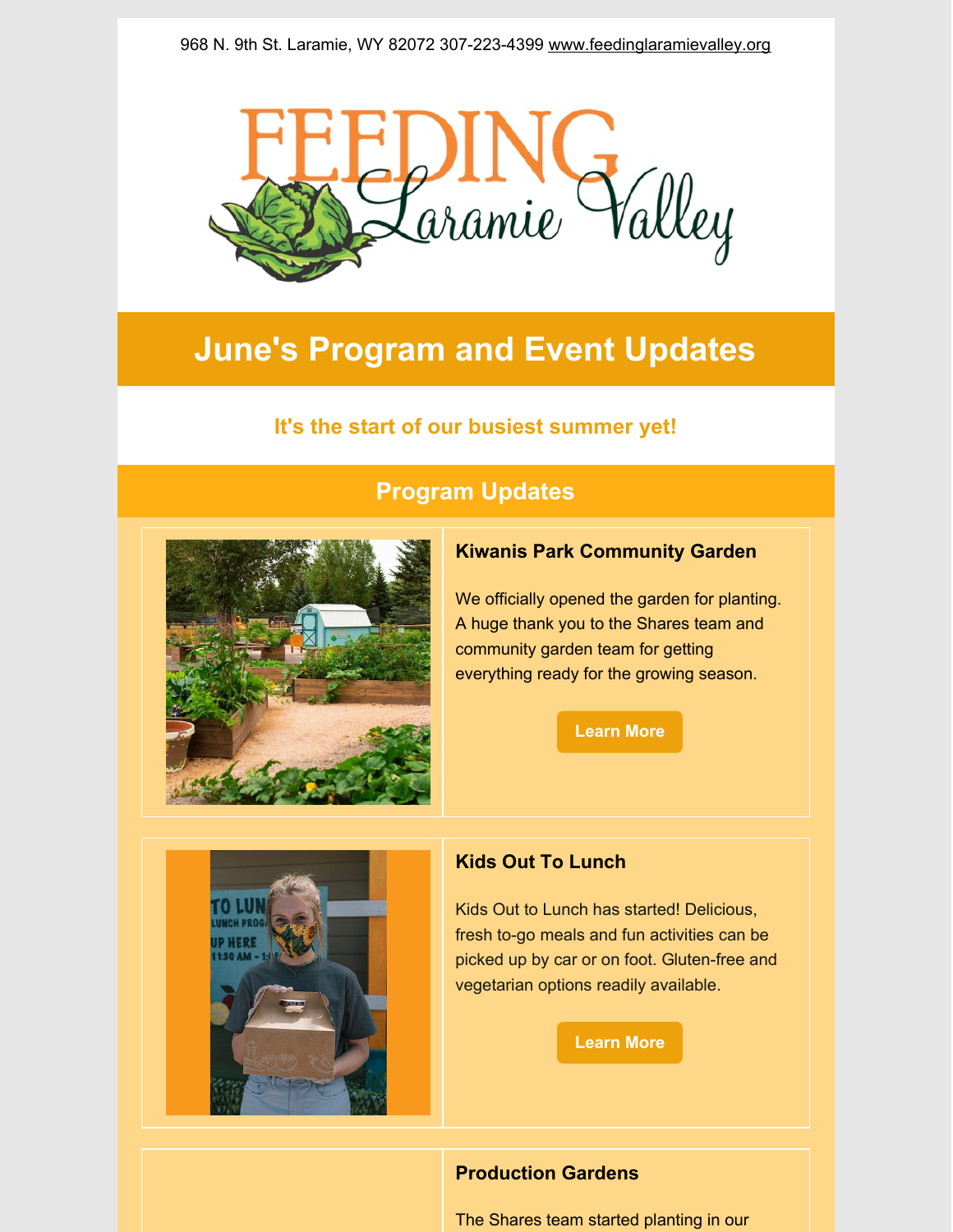968 N. 9th St. Laramie, WY 82072 307-223-4399 www.feedinglaramievalley.org

# June's Program and Event Updates

### It's the start of our busiest summer yet!

## Program Updates

### Kiwanis Park Community Garden

We officially opened the garden for planting. A huge thank you to the Shares team and community garden team for getting everything ready for the growing season.

Learn More

### Kids Out To Lunch

Kids Out to Lunch has started! Delicious, fresh to-go meals and fun activities can be picked up by car or on foot. Gluten-free and vegetarian options readily available.

Learn More

### Production Gardens

The Shares team started planting in our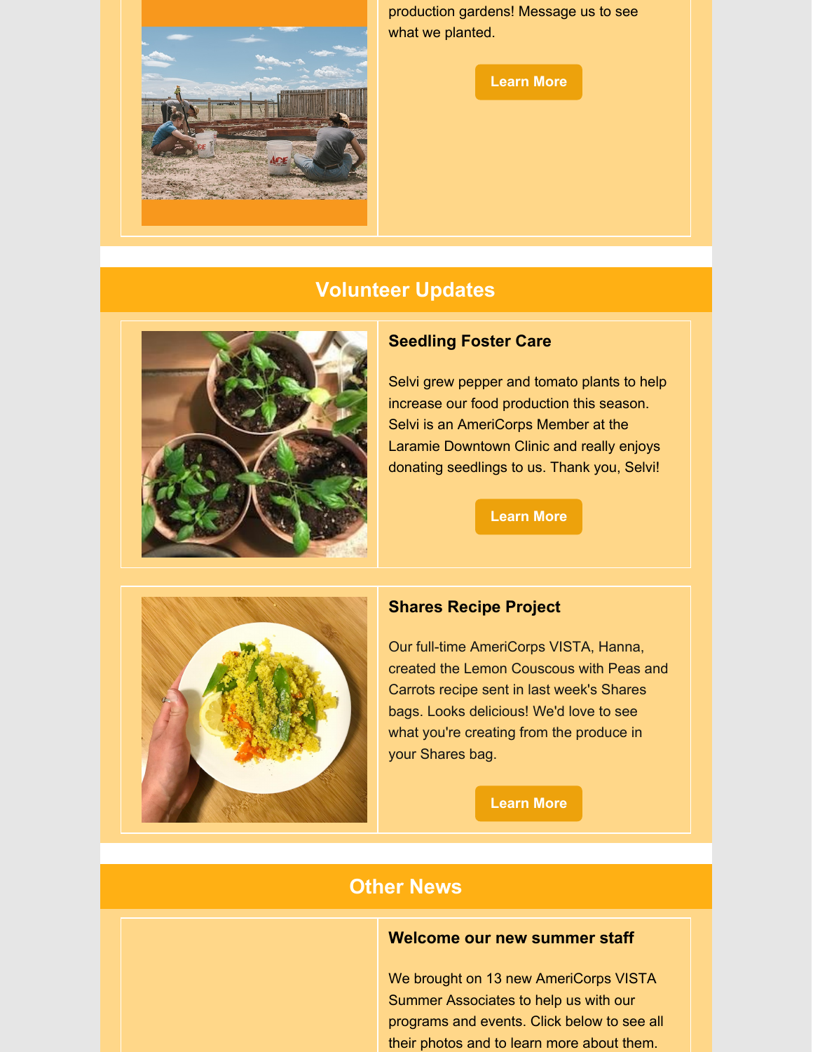production gardens! Message us to see what we planted.

Learn More

## Volunteer Updates

### Seedling Foster Care

Selvi grew pepper and tomato plants to help increase our food production this season. Selvi is an AmeriCorps Member at the Laramie Downtown Clinic and really enjoys donating seedlings to us. Thank you, Selvi!

Learn More

### Shares Recipe Project

Our full-time AmeriCorps VISTA, Hanna, created the Lemon Couscous with Peas and Carrots recipe sent in last week's Shares bags. Looks delicious! We'd love to see what you're creating from the produce in your Shares bag.

Learn More

## Other News

### Welcome our new summer staff

We brought on 13 new AmeriCorps VISTA Summer Associates to help us with our programs and events. Click below to see all their photos and to learn more about them.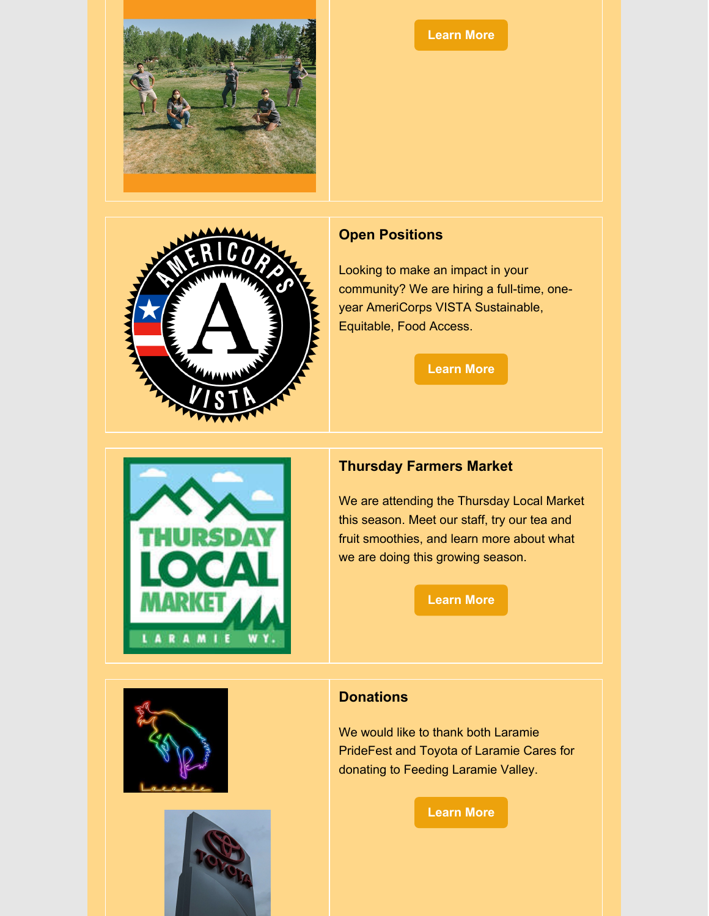Learn More

## Open Positions

Looking to make an impact in your community? We are hiring a full-time, one-year AmeriCorps VISTA Sustainable, Equitable, Food Access.

Learn More

## Thursday Farmers Market

We are attending the Thursday Local Market this season. Meet our staff, try our tea and fruit smoothies, and learn more about what we are doing this growing season.

Learn More

## Donations

We would like to thank both Laramie PrideFest and Toyota of Laramie Cares for donating to Feeding Laramie Valley.

Learn More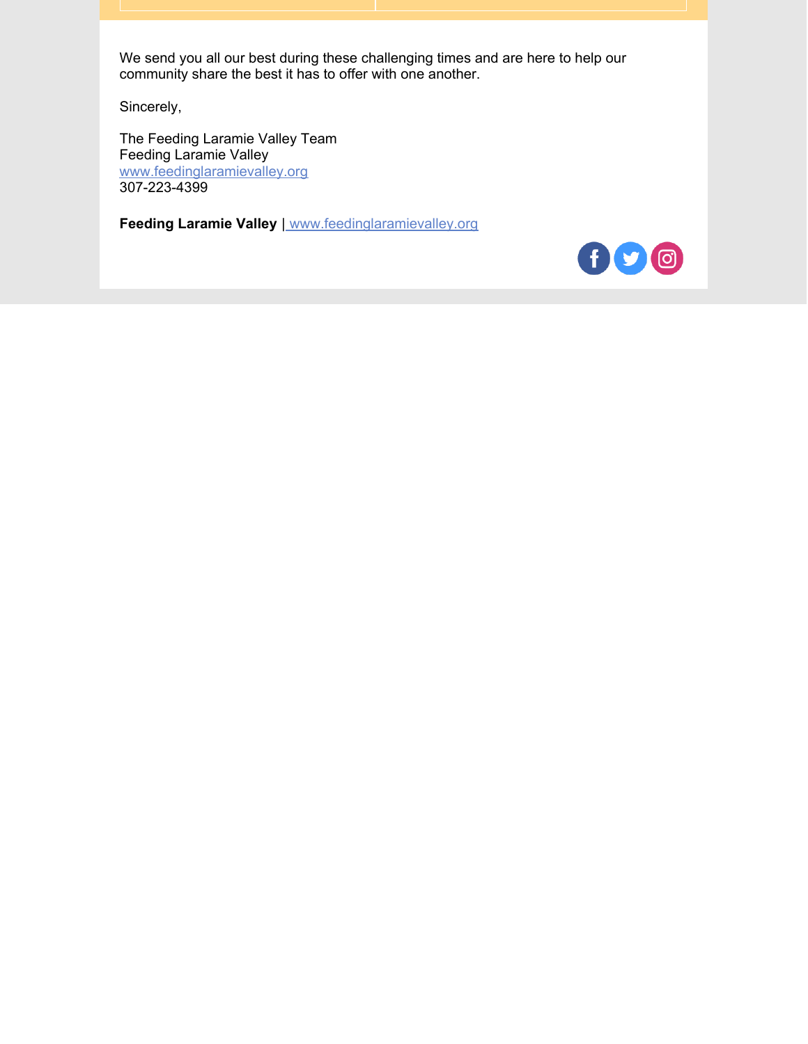We send you all our best during these challenging times and are here to help our community share the best it has to offer with one another.

Sincerely,

The Feeding Laramie Valley Team
Feeding Laramie Valley
www.feedinglaramievalley.org
307-223-4399

**Feeding Laramie Valley** | www.feedinglaramievalley.org